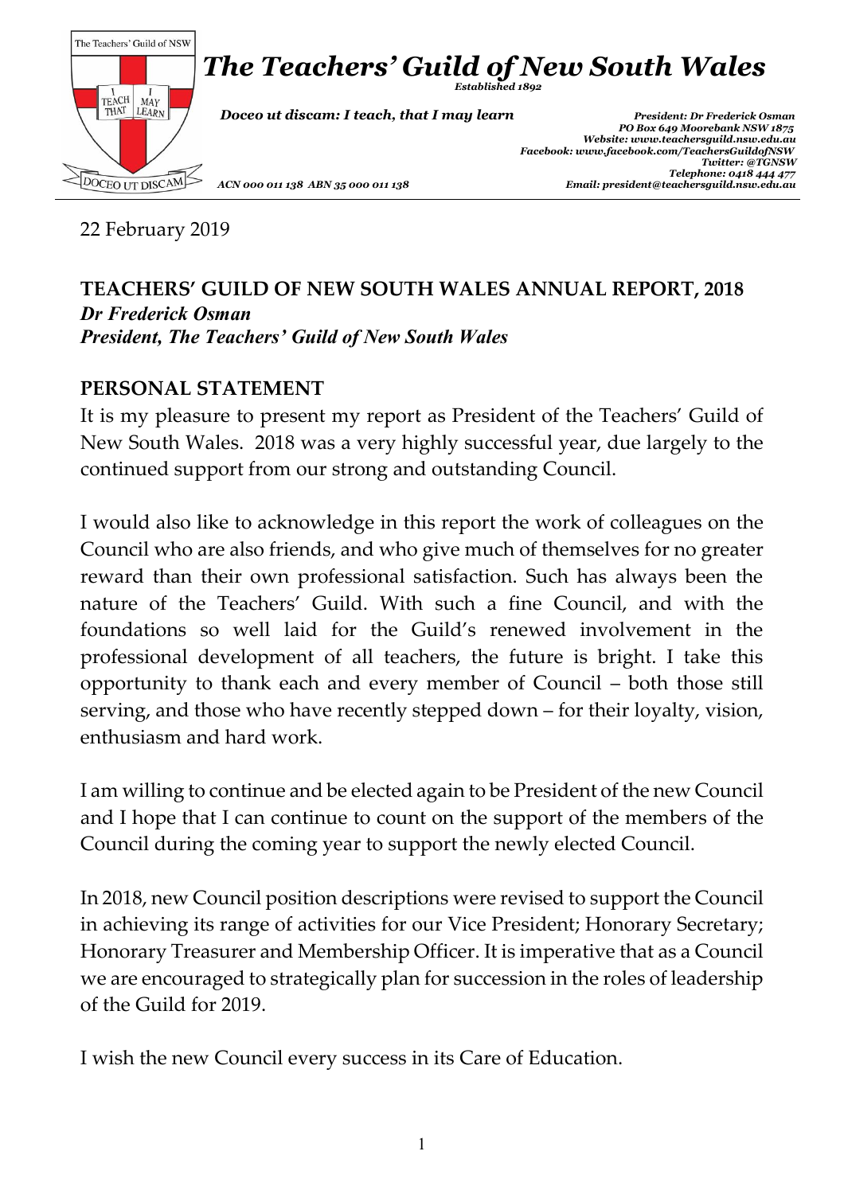# *The Teachers' Guild of New South Wales*

***Established 1892***

***Doceo ut discam: I teach, that I may learn***

***President: Dr Frederick Osman***
***PO Box 649 Moorebank NSW 1875***
***Website: www.teachersguild.nsw.edu.au***
***Facebook: www.facebook.com/TeachersGuildofNSW***
***Twitter: @TGNSW***
***Telephone: 0418 444 477***
***Email: president@teachersguild.nsw.edu.au***

***ACN 000 011 138 ABN 35 000 011 138***

22 February 2019

## TEACHERS' GUILD OF NEW SOUTH WALES ANNUAL REPORT, 2018

***Dr Frederick Osman***
***President, The Teachers' Guild of New South Wales***

### PERSONAL STATEMENT

It is my pleasure to present my report as President of the Teachers' Guild of New South Wales. 2018 was a very highly successful year, due largely to the continued support from our strong and outstanding Council.

I would also like to acknowledge in this report the work of colleagues on the Council who are also friends, and who give much of themselves for no greater reward than their own professional satisfaction. Such has always been the nature of the Teachers' Guild. With such a fine Council, and with the foundations so well laid for the Guild's renewed involvement in the professional development of all teachers, the future is bright. I take this opportunity to thank each and every member of Council – both those still serving, and those who have recently stepped down – for their loyalty, vision, enthusiasm and hard work.

I am willing to continue and be elected again to be President of the new Council and I hope that I can continue to count on the support of the members of the Council during the coming year to support the newly elected Council.

In 2018, new Council position descriptions were revised to support the Council in achieving its range of activities for our Vice President; Honorary Secretary; Honorary Treasurer and Membership Officer. It is imperative that as a Council we are encouraged to strategically plan for succession in the roles of leadership of the Guild for 2019.

I wish the new Council every success in its Care of Education.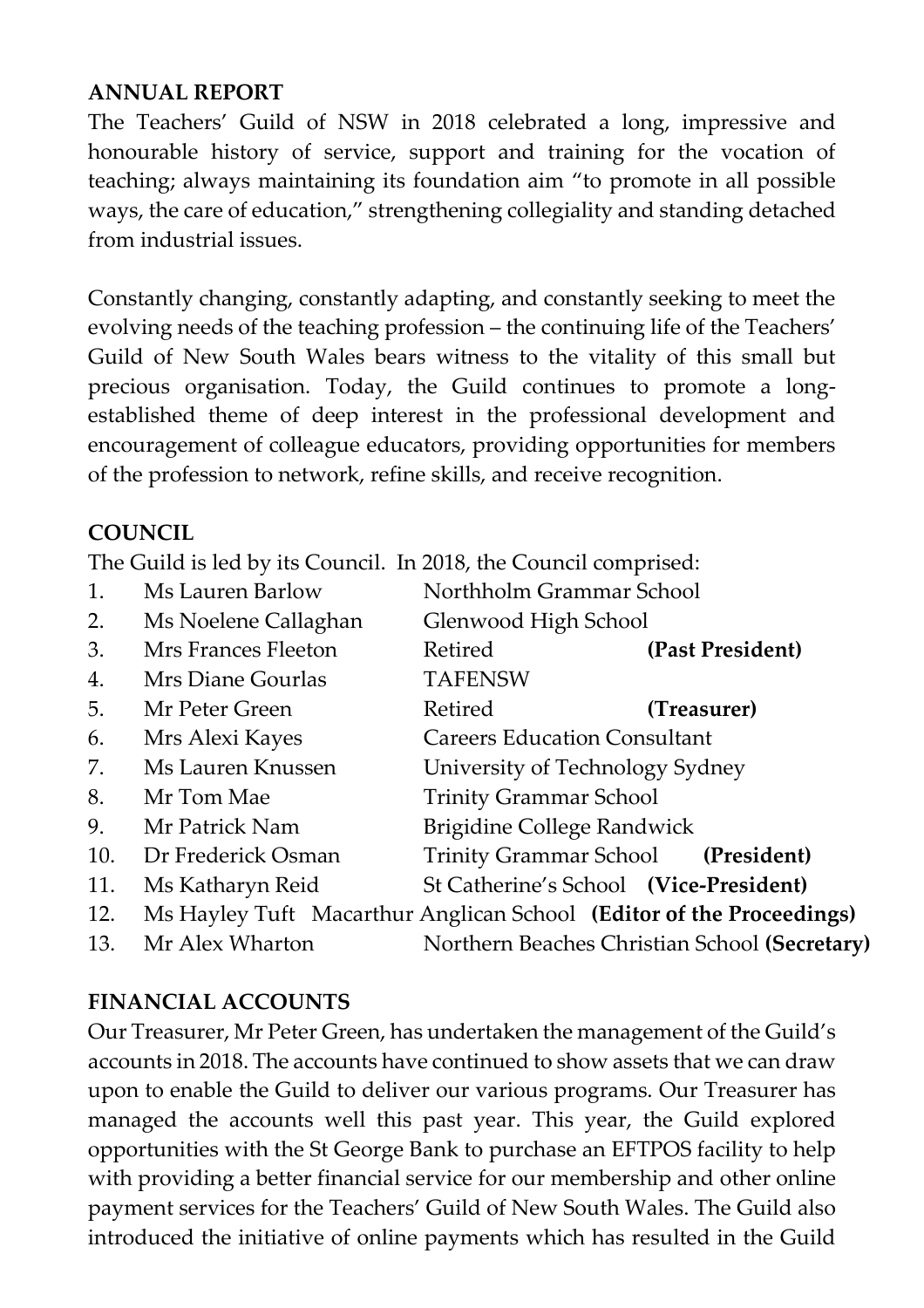## ANNUAL REPORT

The Teachers' Guild of NSW in 2018 celebrated a long, impressive and honourable history of service, support and training for the vocation of teaching; always maintaining its foundation aim "to promote in all possible ways, the care of education," strengthening collegiality and standing detached from industrial issues.

Constantly changing, constantly adapting, and constantly seeking to meet the evolving needs of the teaching profession – the continuing life of the Teachers' Guild of New South Wales bears witness to the vitality of this small but precious organisation. Today, the Guild continues to promote a long-established theme of deep interest in the professional development and encouragement of colleague educators, providing opportunities for members of the profession to network, refine skills, and receive recognition.

## COUNCIL

The Guild is led by its Council. In 2018, the Council comprised:

1. Ms Lauren Barlow — Northholm Grammar School
2. Ms Noelene Callaghan — Glenwood High School
3. Mrs Frances Fleeton — Retired **(Past President)**
4. Mrs Diane Gourlas — TAFENSW
5. Mr Peter Green — Retired **(Treasurer)**
6. Mrs Alexi Kayes — Careers Education Consultant
7. Ms Lauren Knussen — University of Technology Sydney
8. Mr Tom Mae — Trinity Grammar School
9. Mr Patrick Nam — Brigidine College Randwick
10. Dr Frederick Osman — Trinity Grammar School **(President)**
11. Ms Katharyn Reid — St Catherine's School **(Vice-President)**
12. Ms Hayley Tuft — Macarthur Anglican School **(Editor of the Proceedings)**
13. Mr Alex Wharton — Northern Beaches Christian School **(Secretary)**

## FINANCIAL ACCOUNTS

Our Treasurer, Mr Peter Green, has undertaken the management of the Guild's accounts in 2018. The accounts have continued to show assets that we can draw upon to enable the Guild to deliver our various programs. Our Treasurer has managed the accounts well this past year. This year, the Guild explored opportunities with the St George Bank to purchase an EFTPOS facility to help with providing a better financial service for our membership and other online payment services for the Teachers' Guild of New South Wales. The Guild also introduced the initiative of online payments which has resulted in the Guild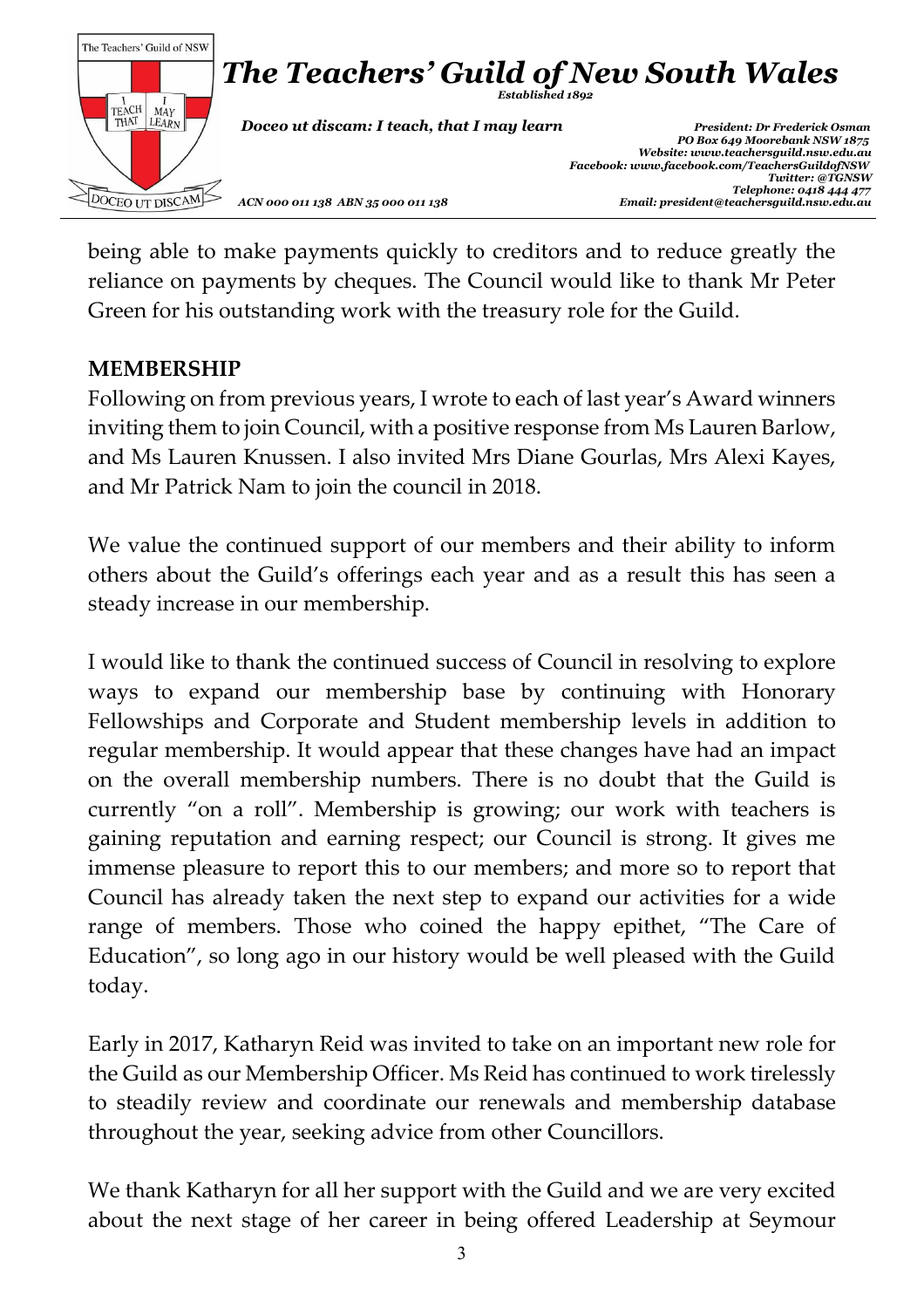being able to make payments quickly to creditors and to reduce greatly the reliance on payments by cheques. The Council would like to thank Mr Peter Green for his outstanding work with the treasury role for the Guild.

## MEMBERSHIP

Following on from previous years, I wrote to each of last year's Award winners inviting them to join Council, with a positive response from Ms Lauren Barlow, and Ms Lauren Knussen. I also invited Mrs Diane Gourlas, Mrs Alexi Kayes, and Mr Patrick Nam to join the council in 2018.

We value the continued support of our members and their ability to inform others about the Guild's offerings each year and as a result this has seen a steady increase in our membership.

I would like to thank the continued success of Council in resolving to explore ways to expand our membership base by continuing with Honorary Fellowships and Corporate and Student membership levels in addition to regular membership. It would appear that these changes have had an impact on the overall membership numbers. There is no doubt that the Guild is currently "on a roll". Membership is growing; our work with teachers is gaining reputation and earning respect; our Council is strong. It gives me immense pleasure to report this to our members; and more so to report that Council has already taken the next step to expand our activities for a wide range of members. Those who coined the happy epithet, "The Care of Education", so long ago in our history would be well pleased with the Guild today.

Early in 2017, Katharyn Reid was invited to take on an important new role for the Guild as our Membership Officer. Ms Reid has continued to work tirelessly to steadily review and coordinate our renewals and membership database throughout the year, seeking advice from other Councillors.

We thank Katharyn for all her support with the Guild and we are very excited about the next stage of her career in being offered Leadership at Seymour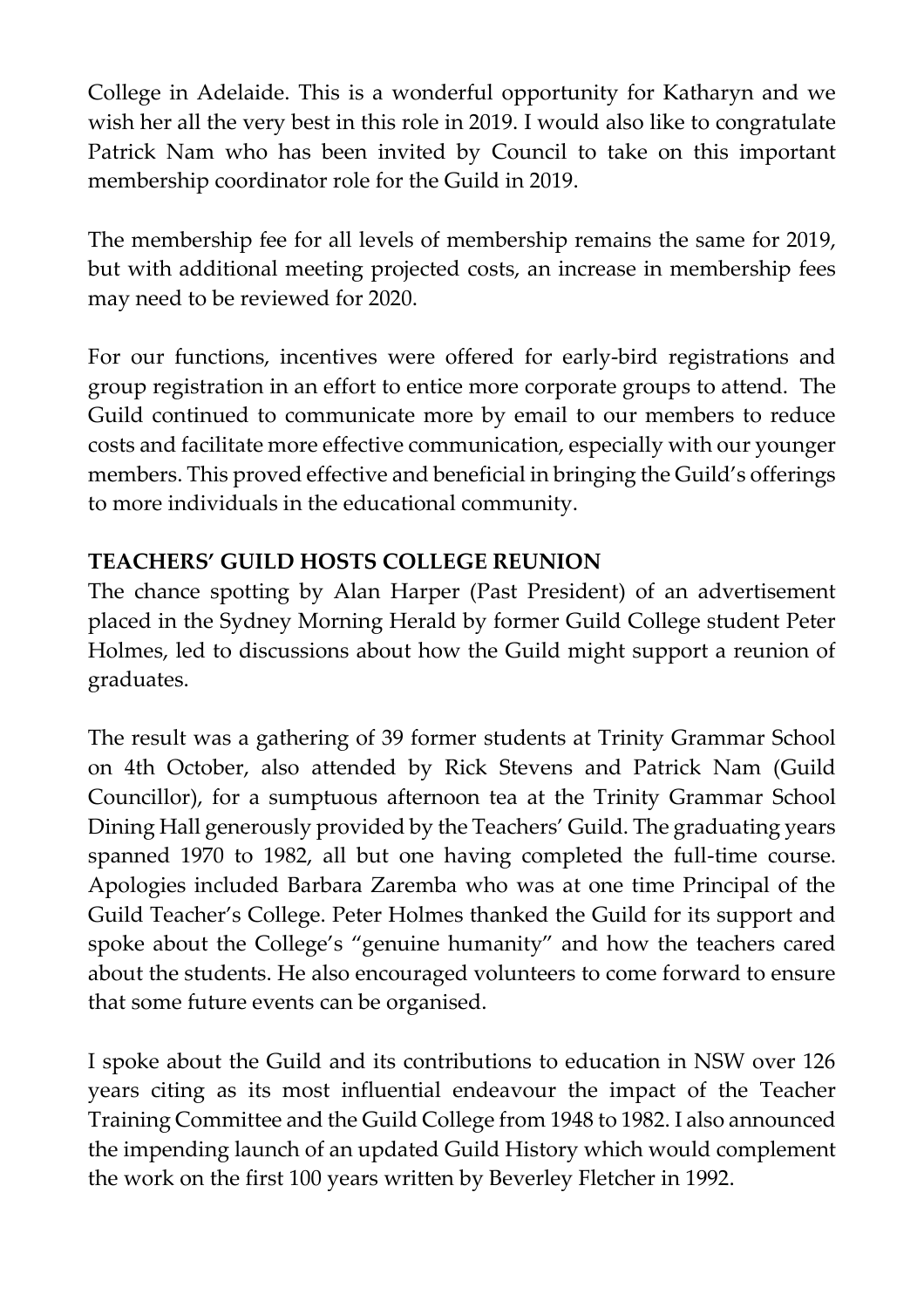College in Adelaide. This is a wonderful opportunity for Katharyn and we wish her all the very best in this role in 2019. I would also like to congratulate Patrick Nam who has been invited by Council to take on this important membership coordinator role for the Guild in 2019.

The membership fee for all levels of membership remains the same for 2019, but with additional meeting projected costs, an increase in membership fees may need to be reviewed for 2020.

For our functions, incentives were offered for early-bird registrations and group registration in an effort to entice more corporate groups to attend. The Guild continued to communicate more by email to our members to reduce costs and facilitate more effective communication, especially with our younger members. This proved effective and beneficial in bringing the Guild's offerings to more individuals in the educational community.

**TEACHERS' GUILD HOSTS COLLEGE REUNION**

The chance spotting by Alan Harper (Past President) of an advertisement placed in the Sydney Morning Herald by former Guild College student Peter Holmes, led to discussions about how the Guild might support a reunion of graduates.

The result was a gathering of 39 former students at Trinity Grammar School on 4th October, also attended by Rick Stevens and Patrick Nam (Guild Councillor), for a sumptuous afternoon tea at the Trinity Grammar School Dining Hall generously provided by the Teachers' Guild. The graduating years spanned 1970 to 1982, all but one having completed the full-time course. Apologies included Barbara Zaremba who was at one time Principal of the Guild Teacher's College. Peter Holmes thanked the Guild for its support and spoke about the College's "genuine humanity" and how the teachers cared about the students. He also encouraged volunteers to come forward to ensure that some future events can be organised.

I spoke about the Guild and its contributions to education in NSW over 126 years citing as its most influential endeavour the impact of the Teacher Training Committee and the Guild College from 1948 to 1982. I also announced the impending launch of an updated Guild History which would complement the work on the first 100 years written by Beverley Fletcher in 1992.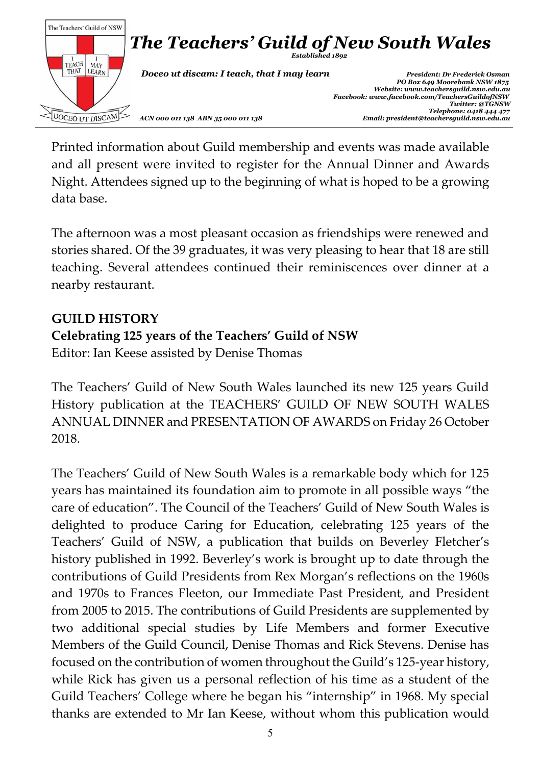Printed information about Guild membership and events was made available and all present were invited to register for the Annual Dinner and Awards Night. Attendees signed up to the beginning of what is hoped to be a growing data base.

The afternoon was a most pleasant occasion as friendships were renewed and stories shared. Of the 39 graduates, it was very pleasing to hear that 18 are still teaching. Several attendees continued their reminiscences over dinner at a nearby restaurant.

## GUILD HISTORY

### Celebrating 125 years of the Teachers' Guild of NSW

Editor: Ian Keese assisted by Denise Thomas

The Teachers' Guild of New South Wales launched its new 125 years Guild History publication at the TEACHERS' GUILD OF NEW SOUTH WALES ANNUAL DINNER and PRESENTATION OF AWARDS on Friday 26 October 2018.

The Teachers' Guild of New South Wales is a remarkable body which for 125 years has maintained its foundation aim to promote in all possible ways "the care of education". The Council of the Teachers' Guild of New South Wales is delighted to produce Caring for Education, celebrating 125 years of the Teachers' Guild of NSW, a publication that builds on Beverley Fletcher's history published in 1992. Beverley's work is brought up to date through the contributions of Guild Presidents from Rex Morgan's reflections on the 1960s and 1970s to Frances Fleeton, our Immediate Past President, and President from 2005 to 2015. The contributions of Guild Presidents are supplemented by two additional special studies by Life Members and former Executive Members of the Guild Council, Denise Thomas and Rick Stevens. Denise has focused on the contribution of women throughout the Guild's 125-year history, while Rick has given us a personal reflection of his time as a student of the Guild Teachers' College where he began his "internship" in 1968. My special thanks are extended to Mr Ian Keese, without whom this publication would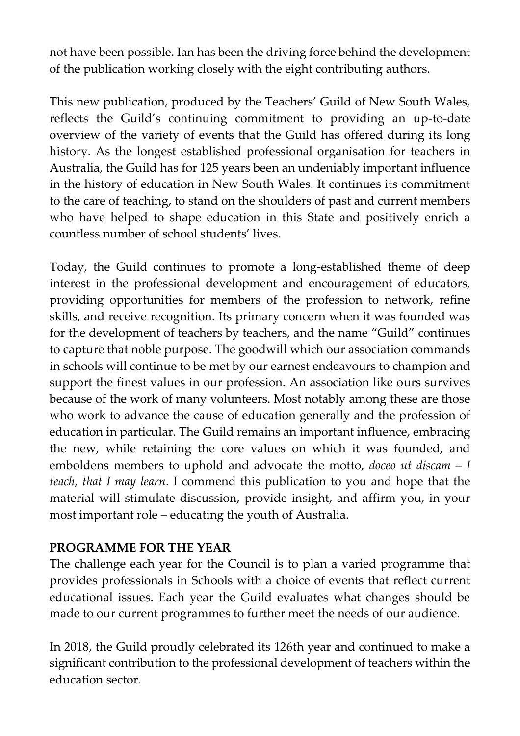not have been possible. Ian has been the driving force behind the development of the publication working closely with the eight contributing authors.

This new publication, produced by the Teachers' Guild of New South Wales, reflects the Guild's continuing commitment to providing an up-to-date overview of the variety of events that the Guild has offered during its long history. As the longest established professional organisation for teachers in Australia, the Guild has for 125 years been an undeniably important influence in the history of education in New South Wales. It continues its commitment to the care of teaching, to stand on the shoulders of past and current members who have helped to shape education in this State and positively enrich a countless number of school students' lives.

Today, the Guild continues to promote a long-established theme of deep interest in the professional development and encouragement of educators, providing opportunities for members of the profession to network, refine skills, and receive recognition. Its primary concern when it was founded was for the development of teachers by teachers, and the name "Guild" continues to capture that noble purpose. The goodwill which our association commands in schools will continue to be met by our earnest endeavours to champion and support the finest values in our profession. An association like ours survives because of the work of many volunteers. Most notably among these are those who work to advance the cause of education generally and the profession of education in particular. The Guild remains an important influence, embracing the new, while retaining the core values on which it was founded, and emboldens members to uphold and advocate the motto, *doceo ut discam – I teach, that I may learn*. I commend this publication to you and hope that the material will stimulate discussion, provide insight, and affirm you, in your most important role – educating the youth of Australia.

**PROGRAMME FOR THE YEAR**

The challenge each year for the Council is to plan a varied programme that provides professionals in Schools with a choice of events that reflect current educational issues. Each year the Guild evaluates what changes should be made to our current programmes to further meet the needs of our audience.

In 2018, the Guild proudly celebrated its 126th year and continued to make a significant contribution to the professional development of teachers within the education sector.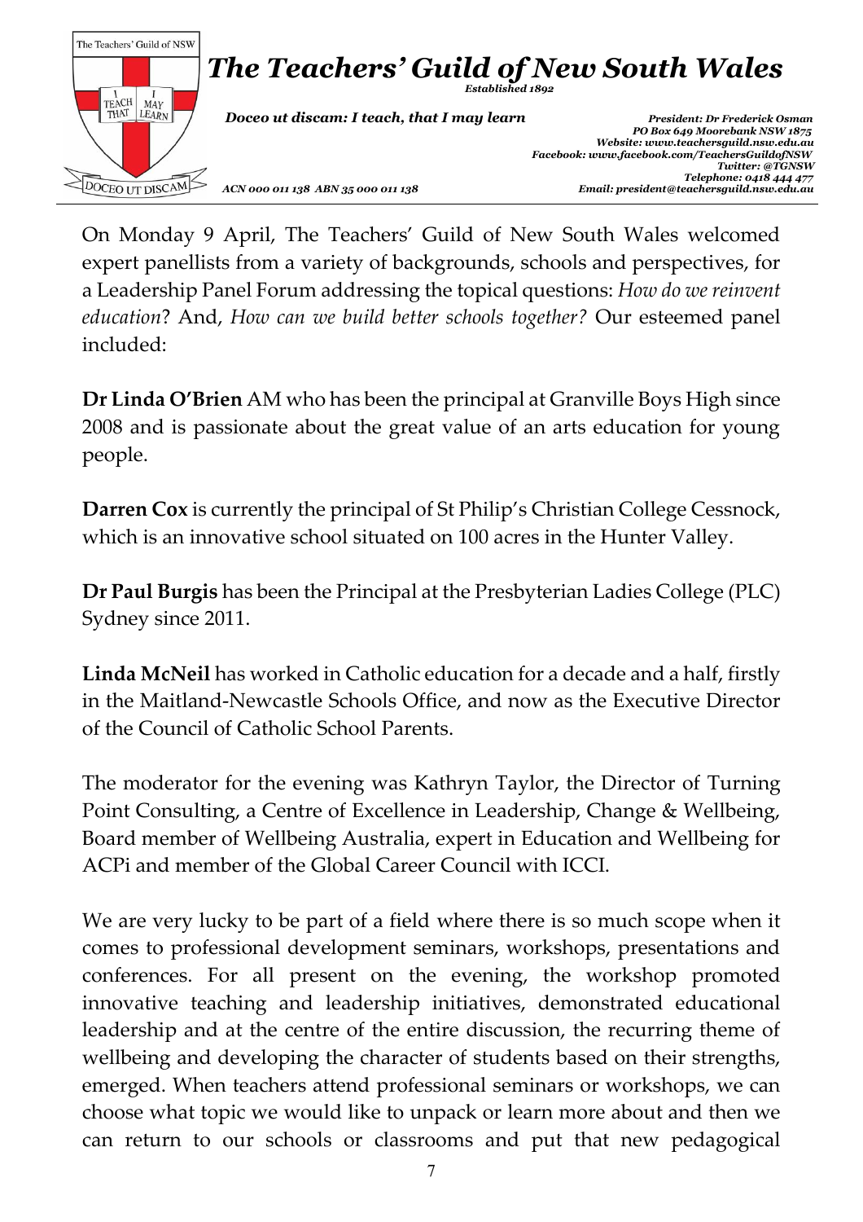# The Teachers' Guild of New South Wales

*Established 1892*

*Doceo ut discam: I teach, that I may learn*

*ACN 000 011 138 ABN 35 000 011 138*

*President: Dr Frederick Osman*
*PO Box 649 Moorebank NSW 1875*
*Website: www.teachersguild.nsw.edu.au*
*Facebook: www.facebook.com/TeachersGuildofNSW*
*Twitter: @TGNSW*
*Telephone: 0418 444 477*
*Email: president@teachersguild.nsw.edu.au*

---

On Monday 9 April, The Teachers' Guild of New South Wales welcomed expert panellists from a variety of backgrounds, schools and perspectives, for a Leadership Panel Forum addressing the topical questions: *How do we reinvent education*? And, *How can we build better schools together?* Our esteemed panel included:

**Dr Linda O'Brien** AM who has been the principal at Granville Boys High since 2008 and is passionate about the great value of an arts education for young people.

**Darren Cox** is currently the principal of St Philip's Christian College Cessnock, which is an innovative school situated on 100 acres in the Hunter Valley.

**Dr Paul Burgis** has been the Principal at the Presbyterian Ladies College (PLC) Sydney since 2011.

**Linda McNeil** has worked in Catholic education for a decade and a half, firstly in the Maitland-Newcastle Schools Office, and now as the Executive Director of the Council of Catholic School Parents.

The moderator for the evening was Kathryn Taylor, the Director of Turning Point Consulting, a Centre of Excellence in Leadership, Change & Wellbeing, Board member of Wellbeing Australia, expert in Education and Wellbeing for ACPi and member of the Global Career Council with ICCI.

We are very lucky to be part of a field where there is so much scope when it comes to professional development seminars, workshops, presentations and conferences. For all present on the evening, the workshop promoted innovative teaching and leadership initiatives, demonstrated educational leadership and at the centre of the entire discussion, the recurring theme of wellbeing and developing the character of students based on their strengths, emerged. When teachers attend professional seminars or workshops, we can choose what topic we would like to unpack or learn more about and then we can return to our schools or classrooms and put that new pedagogical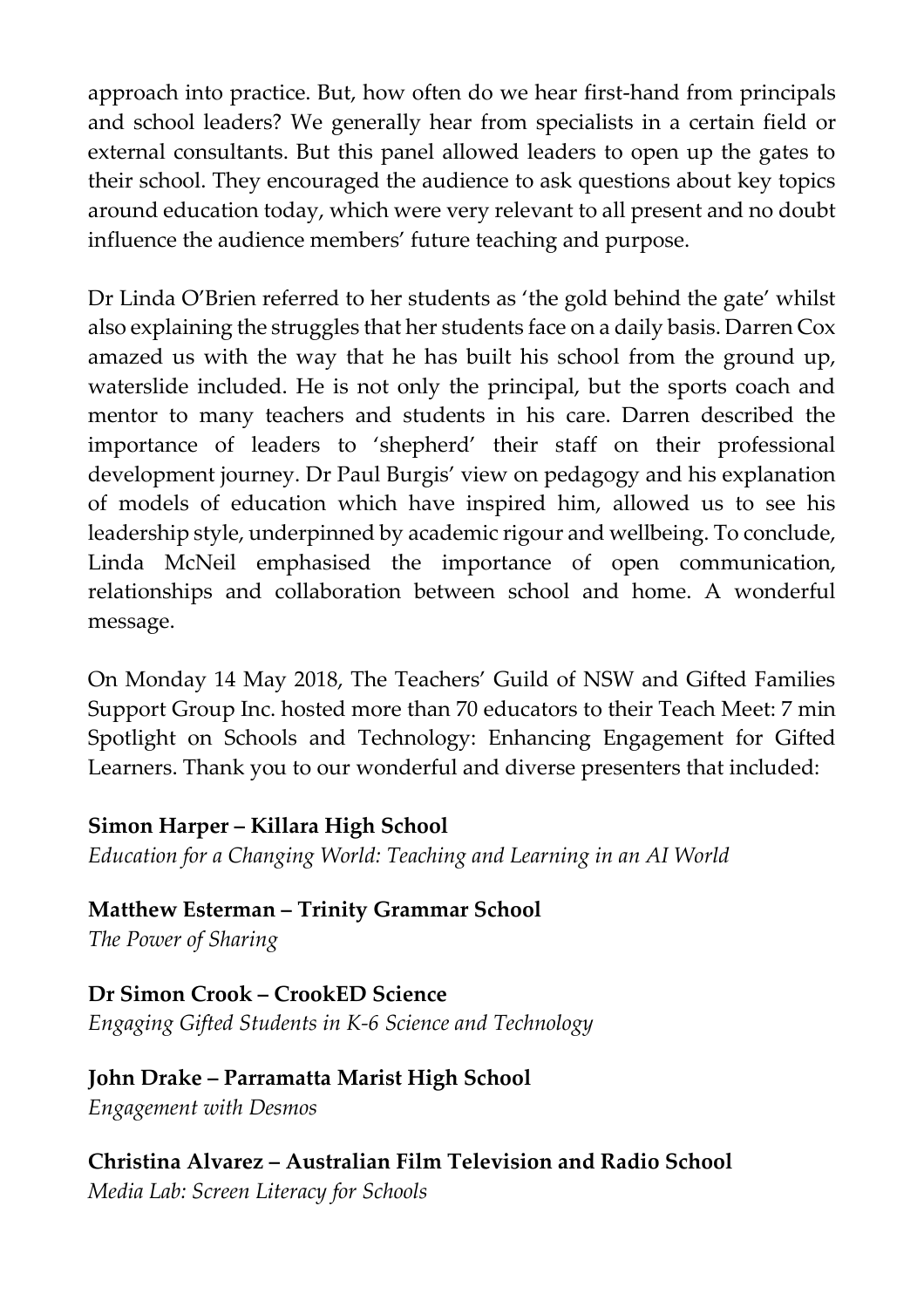approach into practice. But, how often do we hear first-hand from principals and school leaders? We generally hear from specialists in a certain field or external consultants. But this panel allowed leaders to open up the gates to their school. They encouraged the audience to ask questions about key topics around education today, which were very relevant to all present and no doubt influence the audience members' future teaching and purpose.

Dr Linda O'Brien referred to her students as 'the gold behind the gate' whilst also explaining the struggles that her students face on a daily basis. Darren Cox amazed us with the way that he has built his school from the ground up, waterslide included. He is not only the principal, but the sports coach and mentor to many teachers and students in his care. Darren described the importance of leaders to 'shepherd' their staff on their professional development journey. Dr Paul Burgis' view on pedagogy and his explanation of models of education which have inspired him, allowed us to see his leadership style, underpinned by academic rigour and wellbeing. To conclude, Linda McNeil emphasised the importance of open communication, relationships and collaboration between school and home. A wonderful message.

On Monday 14 May 2018, The Teachers' Guild of NSW and Gifted Families Support Group Inc. hosted more than 70 educators to their Teach Meet: 7 min Spotlight on Schools and Technology: Enhancing Engagement for Gifted Learners. Thank you to our wonderful and diverse presenters that included:

**Simon Harper – Killara High School**
*Education for a Changing World: Teaching and Learning in an AI World*

**Matthew Esterman – Trinity Grammar School**
*The Power of Sharing*

**Dr Simon Crook – CrookED Science**
*Engaging Gifted Students in K-6 Science and Technology*

**John Drake – Parramatta Marist High School**
*Engagement with Desmos*

**Christina Alvarez – Australian Film Television and Radio School**
*Media Lab: Screen Literacy for Schools*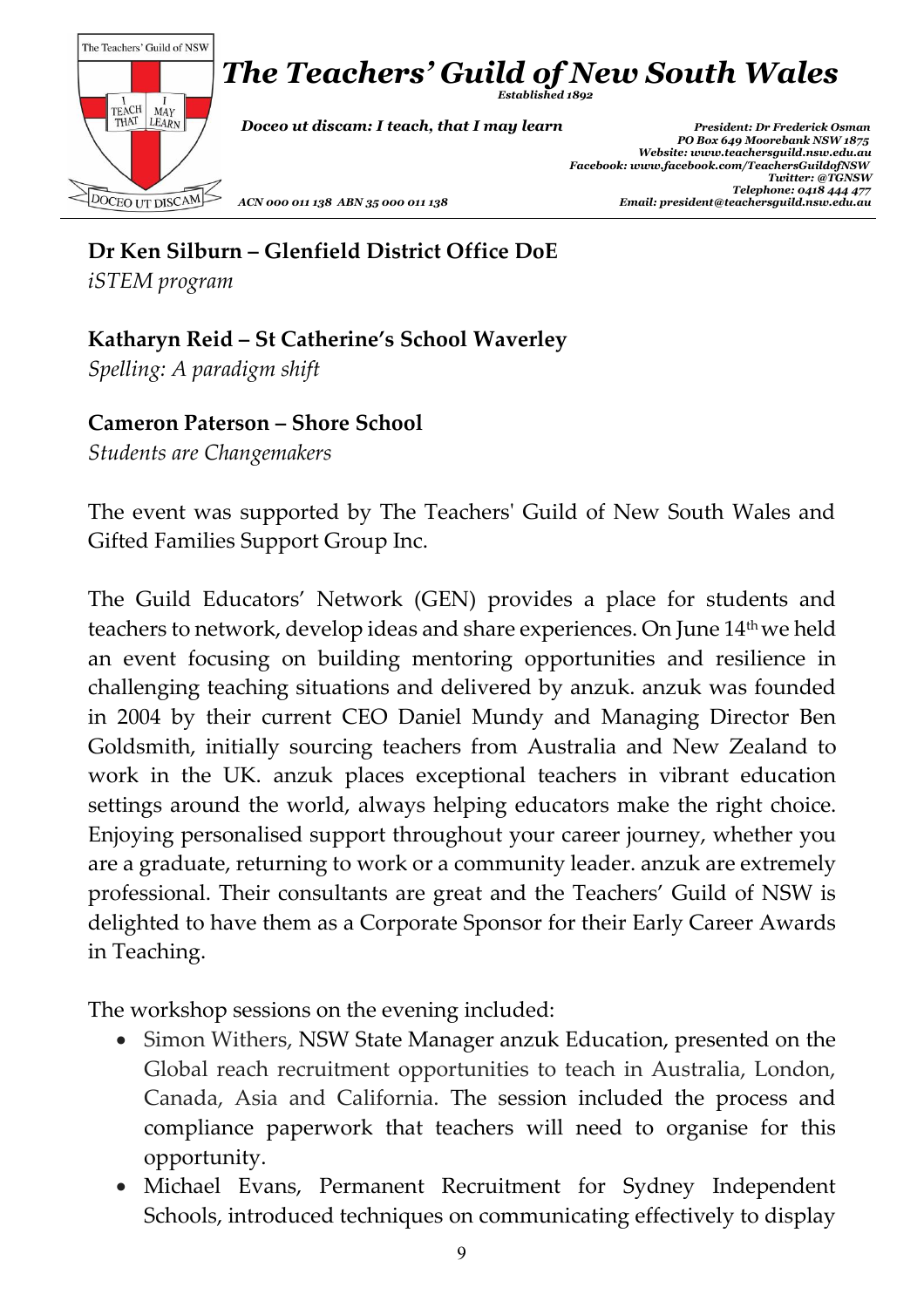**Dr Ken Silburn – Glenfield District Office DoE**
*iSTEM program*

**Katharyn Reid – St Catherine's School Waverley**
*Spelling: A paradigm shift*

**Cameron Paterson – Shore School**
*Students are Changemakers*

The event was supported by The Teachers' Guild of New South Wales and Gifted Families Support Group Inc.

The Guild Educators' Network (GEN) provides a place for students and teachers to network, develop ideas and share experiences. On June 14th we held an event focusing on building mentoring opportunities and resilience in challenging teaching situations and delivered by anzuk. anzuk was founded in 2004 by their current CEO Daniel Mundy and Managing Director Ben Goldsmith, initially sourcing teachers from Australia and New Zealand to work in the UK. anzuk places exceptional teachers in vibrant education settings around the world, always helping educators make the right choice. Enjoying personalised support throughout your career journey, whether you are a graduate, returning to work or a community leader. anzuk are extremely professional. Their consultants are great and the Teachers' Guild of NSW is delighted to have them as a Corporate Sponsor for their Early Career Awards in Teaching.

The workshop sessions on the evening included:

- Simon Withers, NSW State Manager anzuk Education, presented on the Global reach recruitment opportunities to teach in Australia, London, Canada, Asia and California. The session included the process and compliance paperwork that teachers will need to organise for this opportunity.
- Michael Evans, Permanent Recruitment for Sydney Independent Schools, introduced techniques on communicating effectively to display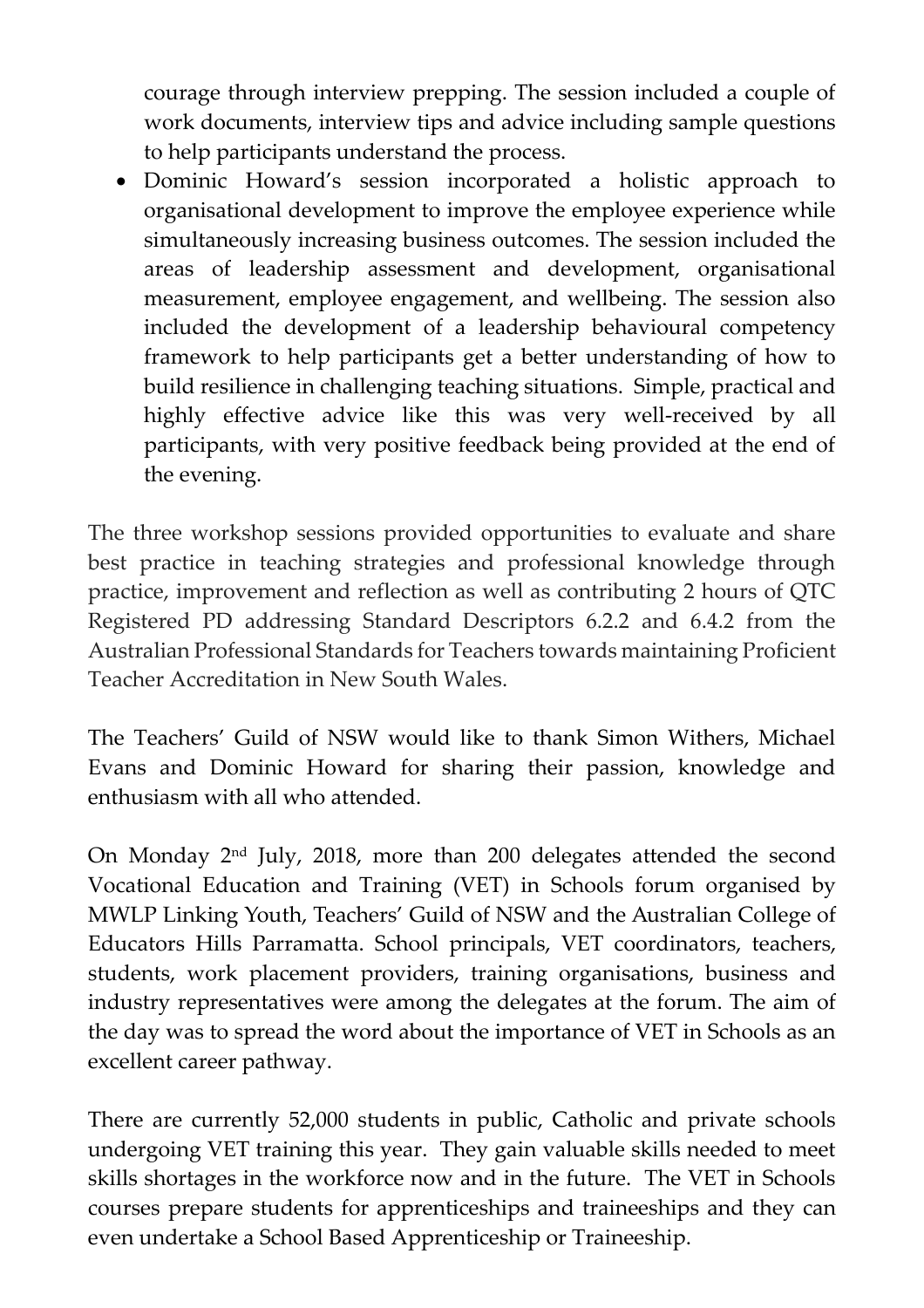courage through interview prepping. The session included a couple of work documents, interview tips and advice including sample questions to help participants understand the process.

- Dominic Howard's session incorporated a holistic approach to organisational development to improve the employee experience while simultaneously increasing business outcomes. The session included the areas of leadership assessment and development, organisational measurement, employee engagement, and wellbeing. The session also included the development of a leadership behavioural competency framework to help participants get a better understanding of how to build resilience in challenging teaching situations. Simple, practical and highly effective advice like this was very well-received by all participants, with very positive feedback being provided at the end of the evening.

The three workshop sessions provided opportunities to evaluate and share best practice in teaching strategies and professional knowledge through practice, improvement and reflection as well as contributing 2 hours of QTC Registered PD addressing Standard Descriptors 6.2.2 and 6.4.2 from the Australian Professional Standards for Teachers towards maintaining Proficient Teacher Accreditation in New South Wales.

The Teachers' Guild of NSW would like to thank Simon Withers, Michael Evans and Dominic Howard for sharing their passion, knowledge and enthusiasm with all who attended.

On Monday 2nd July, 2018, more than 200 delegates attended the second Vocational Education and Training (VET) in Schools forum organised by MWLP Linking Youth, Teachers' Guild of NSW and the Australian College of Educators Hills Parramatta. School principals, VET coordinators, teachers, students, work placement providers, training organisations, business and industry representatives were among the delegates at the forum. The aim of the day was to spread the word about the importance of VET in Schools as an excellent career pathway.

There are currently 52,000 students in public, Catholic and private schools undergoing VET training this year. They gain valuable skills needed to meet skills shortages in the workforce now and in the future. The VET in Schools courses prepare students for apprenticeships and traineeships and they can even undertake a School Based Apprenticeship or Traineeship.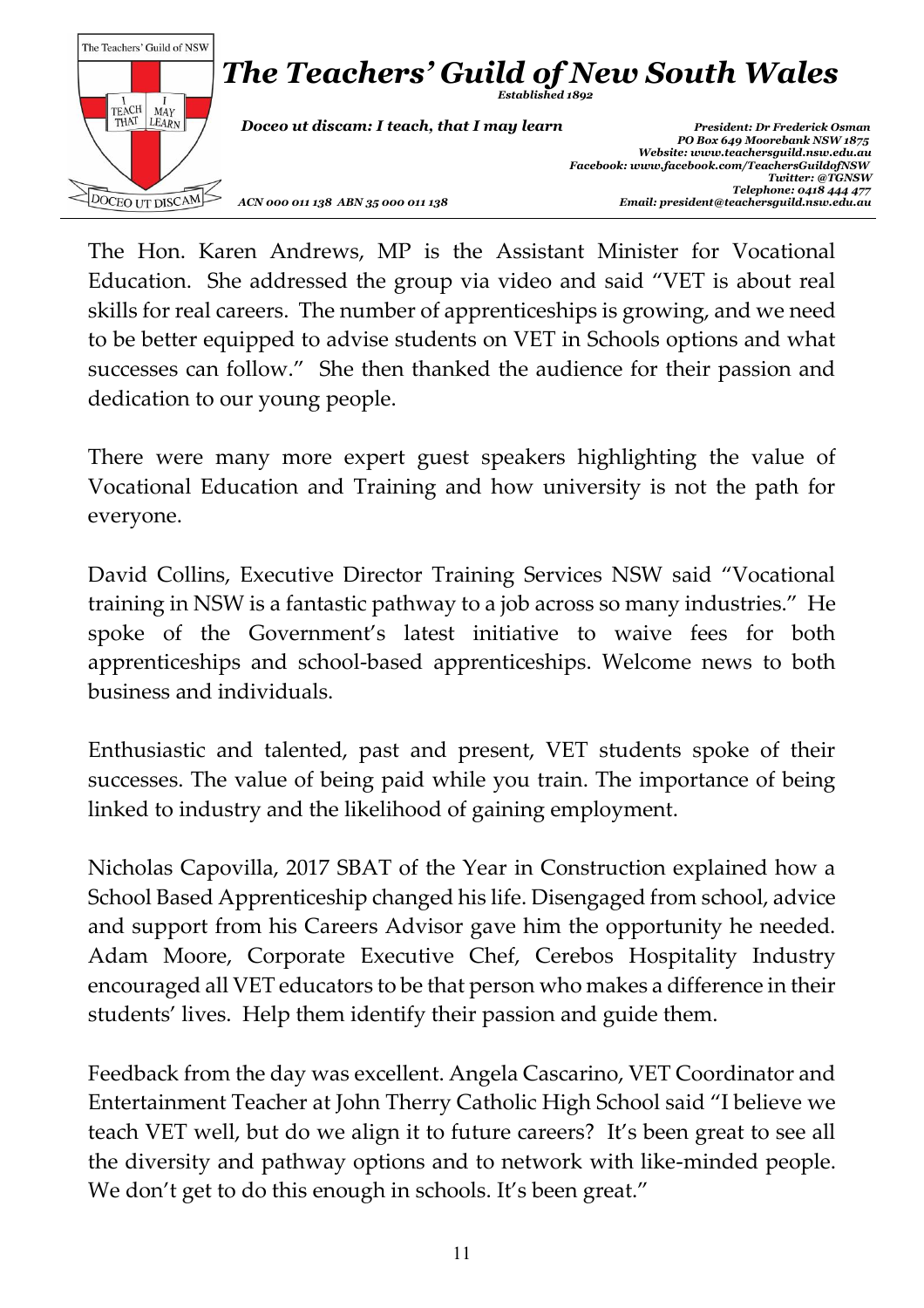The Hon. Karen Andrews, MP is the Assistant Minister for Vocational Education. She addressed the group via video and said "VET is about real skills for real careers. The number of apprenticeships is growing, and we need to be better equipped to advise students on VET in Schools options and what successes can follow." She then thanked the audience for their passion and dedication to our young people.

There were many more expert guest speakers highlighting the value of Vocational Education and Training and how university is not the path for everyone.

David Collins, Executive Director Training Services NSW said "Vocational training in NSW is a fantastic pathway to a job across so many industries." He spoke of the Government's latest initiative to waive fees for both apprenticeships and school-based apprenticeships. Welcome news to both business and individuals.

Enthusiastic and talented, past and present, VET students spoke of their successes. The value of being paid while you train. The importance of being linked to industry and the likelihood of gaining employment.

Nicholas Capovilla, 2017 SBAT of the Year in Construction explained how a School Based Apprenticeship changed his life. Disengaged from school, advice and support from his Careers Advisor gave him the opportunity he needed. Adam Moore, Corporate Executive Chef, Cerebos Hospitality Industry encouraged all VET educators to be that person who makes a difference in their students' lives. Help them identify their passion and guide them.

Feedback from the day was excellent. Angela Cascarino, VET Coordinator and Entertainment Teacher at John Therry Catholic High School said "I believe we teach VET well, but do we align it to future careers? It's been great to see all the diversity and pathway options and to network with like-minded people. We don't get to do this enough in schools. It's been great."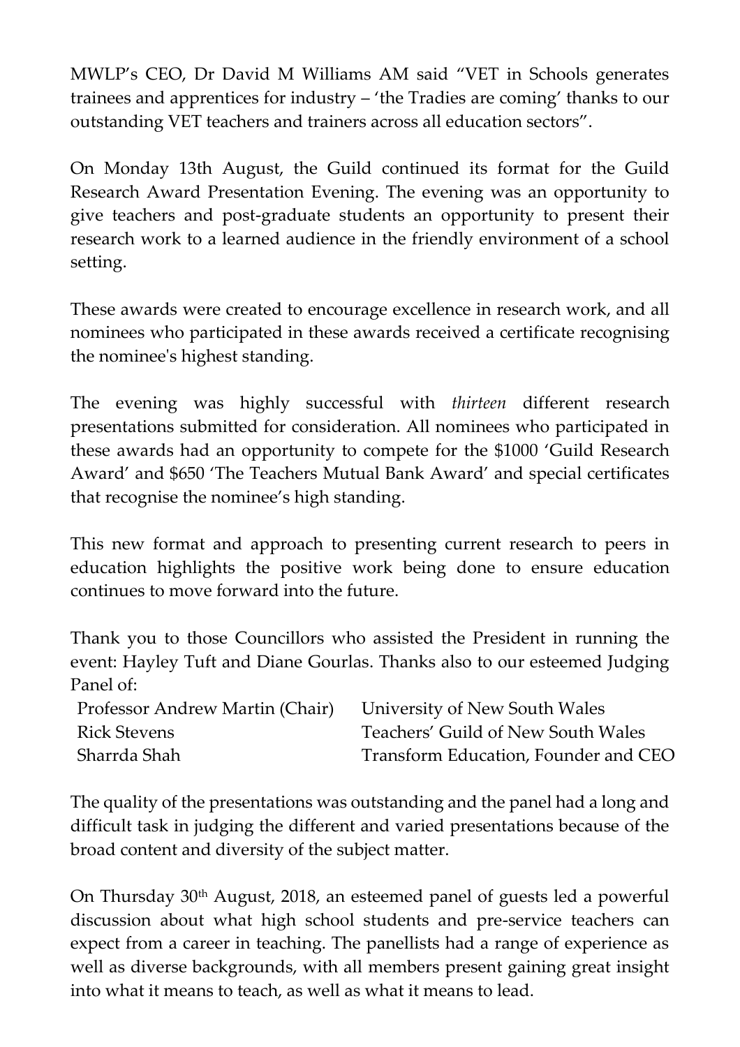MWLP's CEO, Dr David M Williams AM said "VET in Schools generates trainees and apprentices for industry – 'the Tradies are coming' thanks to our outstanding VET teachers and trainers across all education sectors".

On Monday 13th August, the Guild continued its format for the Guild Research Award Presentation Evening. The evening was an opportunity to give teachers and post-graduate students an opportunity to present their research work to a learned audience in the friendly environment of a school setting.

These awards were created to encourage excellence in research work, and all nominees who participated in these awards received a certificate recognising the nominee's highest standing.

The evening was highly successful with *thirteen* different research presentations submitted for consideration. All nominees who participated in these awards had an opportunity to compete for the $1000 'Guild Research Award' and $650 'The Teachers Mutual Bank Award' and special certificates that recognise the nominee's high standing.

This new format and approach to presenting current research to peers in education highlights the positive work being done to ensure education continues to move forward into the future.

Thank you to those Councillors who assisted the President in running the event: Hayley Tuft and Diane Gourlas. Thanks also to our esteemed Judging Panel of:

| | |
|---|---|
| Professor Andrew Martin (Chair) | University of New South Wales |
| Rick Stevens | Teachers' Guild of New South Wales |
| Sharrda Shah | Transform Education, Founder and CEO |

The quality of the presentations was outstanding and the panel had a long and difficult task in judging the different and varied presentations because of the broad content and diversity of the subject matter.

On Thursday 30th August, 2018, an esteemed panel of guests led a powerful discussion about what high school students and pre-service teachers can expect from a career in teaching. The panellists had a range of experience as well as diverse backgrounds, with all members present gaining great insight into what it means to teach, as well as what it means to lead.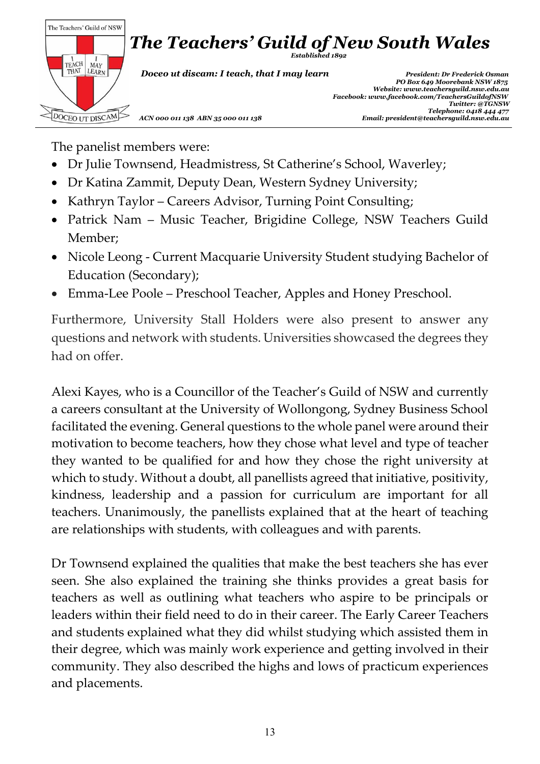The panelist members were:

- Dr Julie Townsend, Headmistress, St Catherine's School, Waverley;
- Dr Katina Zammit, Deputy Dean, Western Sydney University;
- Kathryn Taylor – Careers Advisor, Turning Point Consulting;
- Patrick Nam – Music Teacher, Brigidine College, NSW Teachers Guild Member;
- Nicole Leong - Current Macquarie University Student studying Bachelor of Education (Secondary);
- Emma-Lee Poole – Preschool Teacher, Apples and Honey Preschool.

Furthermore, University Stall Holders were also present to answer any questions and network with students. Universities showcased the degrees they had on offer.

Alexi Kayes, who is a Councillor of the Teacher's Guild of NSW and currently a careers consultant at the University of Wollongong, Sydney Business School facilitated the evening. General questions to the whole panel were around their motivation to become teachers, how they chose what level and type of teacher they wanted to be qualified for and how they chose the right university at which to study. Without a doubt, all panellists agreed that initiative, positivity, kindness, leadership and a passion for curriculum are important for all teachers. Unanimously, the panellists explained that at the heart of teaching are relationships with students, with colleagues and with parents.

Dr Townsend explained the qualities that make the best teachers she has ever seen. She also explained the training she thinks provides a great basis for teachers as well as outlining what teachers who aspire to be principals or leaders within their field need to do in their career. The Early Career Teachers and students explained what they did whilst studying which assisted them in their degree, which was mainly work experience and getting involved in their community. They also described the highs and lows of practicum experiences and placements.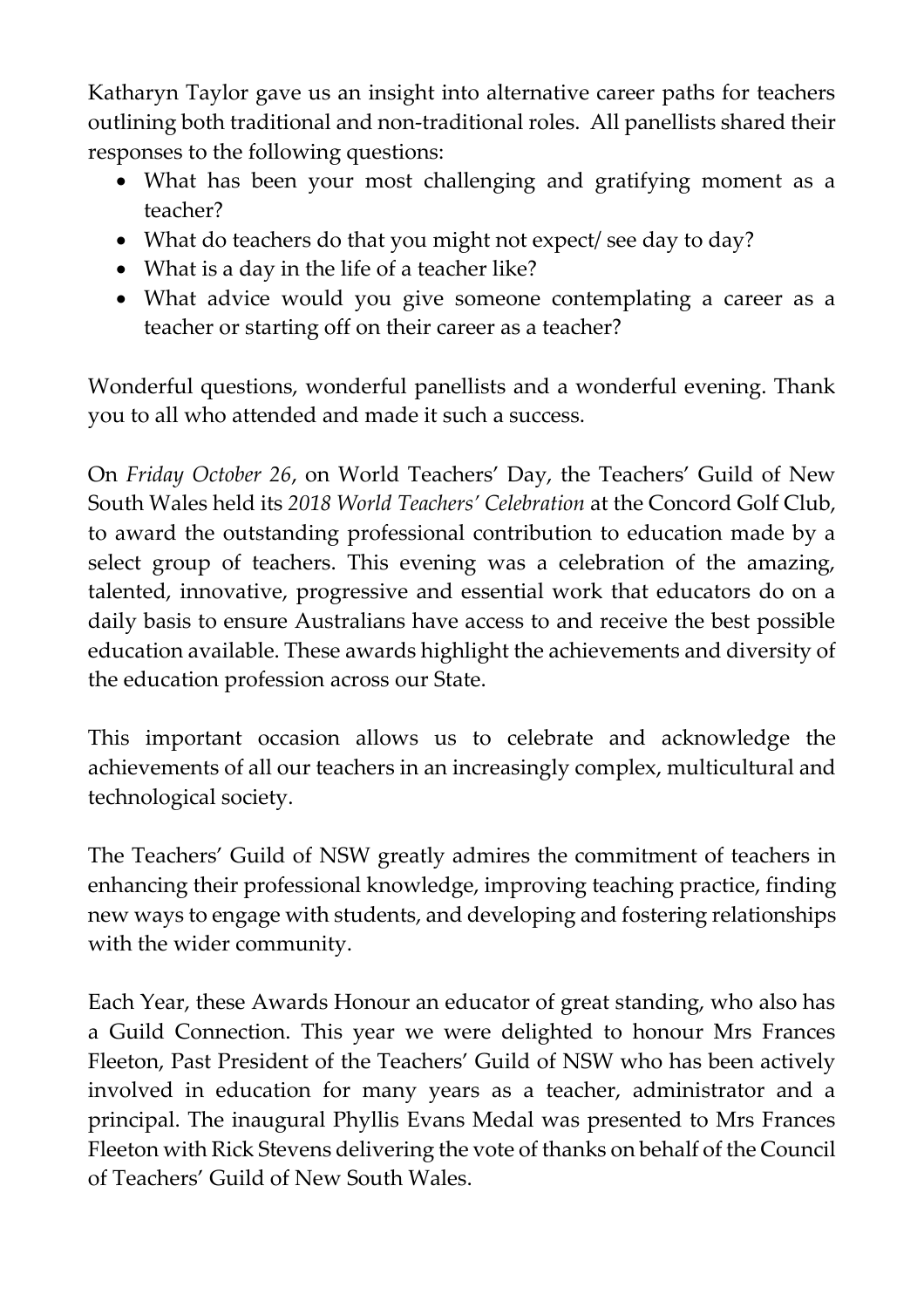Katharyn Taylor gave us an insight into alternative career paths for teachers outlining both traditional and non-traditional roles. All panellists shared their responses to the following questions:

- What has been your most challenging and gratifying moment as a teacher?
- What do teachers do that you might not expect/ see day to day?
- What is a day in the life of a teacher like?
- What advice would you give someone contemplating a career as a teacher or starting off on their career as a teacher?

Wonderful questions, wonderful panellists and a wonderful evening. Thank you to all who attended and made it such a success.

On *Friday October 26*, on World Teachers' Day, the Teachers' Guild of New South Wales held its *2018 World Teachers' Celebration* at the Concord Golf Club, to award the outstanding professional contribution to education made by a select group of teachers. This evening was a celebration of the amazing, talented, innovative, progressive and essential work that educators do on a daily basis to ensure Australians have access to and receive the best possible education available. These awards highlight the achievements and diversity of the education profession across our State.

This important occasion allows us to celebrate and acknowledge the achievements of all our teachers in an increasingly complex, multicultural and technological society.

The Teachers' Guild of NSW greatly admires the commitment of teachers in enhancing their professional knowledge, improving teaching practice, finding new ways to engage with students, and developing and fostering relationships with the wider community.

Each Year, these Awards Honour an educator of great standing, who also has a Guild Connection. This year we were delighted to honour Mrs Frances Fleeton, Past President of the Teachers' Guild of NSW who has been actively involved in education for many years as a teacher, administrator and a principal. The inaugural Phyllis Evans Medal was presented to Mrs Frances Fleeton with Rick Stevens delivering the vote of thanks on behalf of the Council of Teachers' Guild of New South Wales.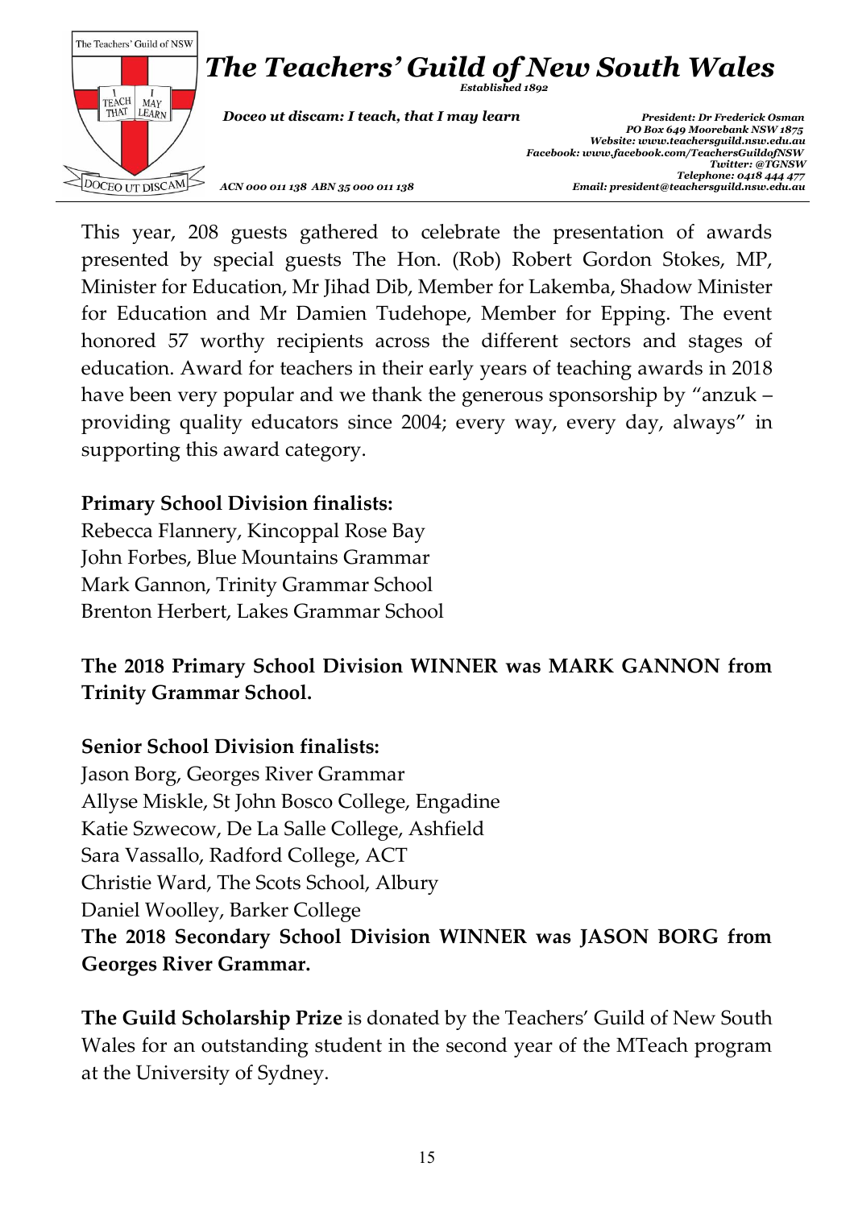This year, 208 guests gathered to celebrate the presentation of awards presented by special guests The Hon. (Rob) Robert Gordon Stokes, MP, Minister for Education, Mr Jihad Dib, Member for Lakemba, Shadow Minister for Education and Mr Damien Tudehope, Member for Epping. The event honored 57 worthy recipients across the different sectors and stages of education. Award for teachers in their early years of teaching awards in 2018 have been very popular and we thank the generous sponsorship by "anzuk – providing quality educators since 2004; every way, every day, always" in supporting this award category.

**Primary School Division finalists:**
Rebecca Flannery, Kincoppal Rose Bay
John Forbes, Blue Mountains Grammar
Mark Gannon, Trinity Grammar School
Brenton Herbert, Lakes Grammar School

**The 2018 Primary School Division WINNER was MARK GANNON from Trinity Grammar School.**

**Senior School Division finalists:**
Jason Borg, Georges River Grammar
Allyse Miskle, St John Bosco College, Engadine
Katie Szwecow, De La Salle College, Ashfield
Sara Vassallo, Radford College, ACT
Christie Ward, The Scots School, Albury
Daniel Woolley, Barker College
**The 2018 Secondary School Division WINNER was JASON BORG from Georges River Grammar.**

**The Guild Scholarship Prize** is donated by the Teachers' Guild of New South Wales for an outstanding student in the second year of the MTeach program at the University of Sydney.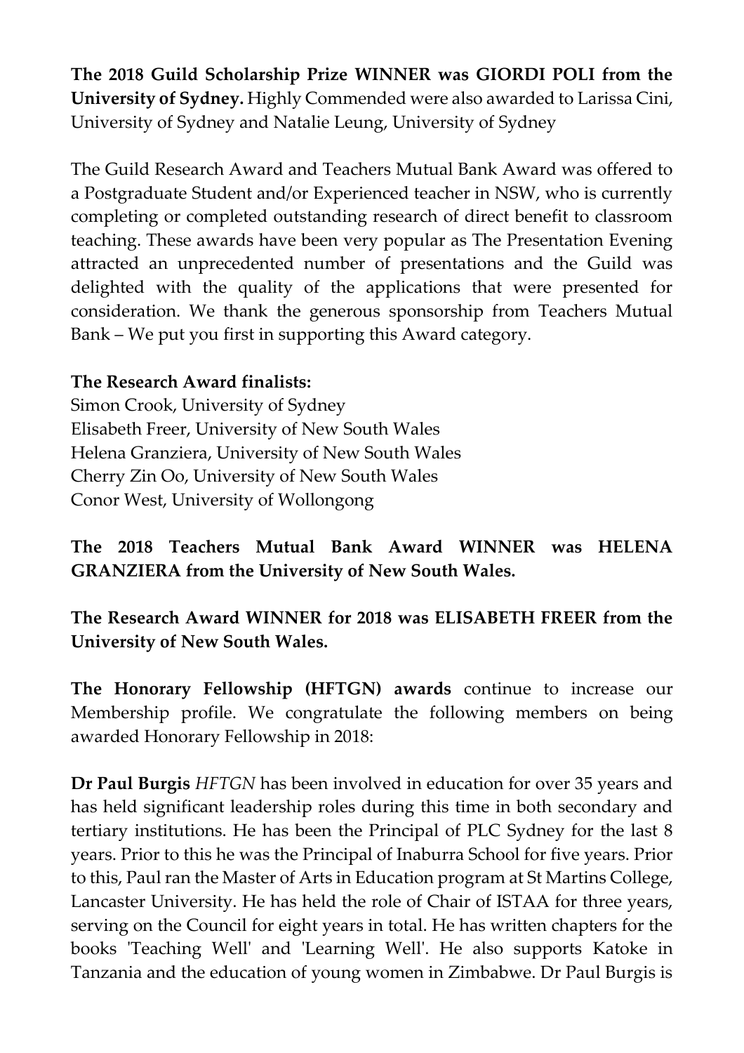**The 2018 Guild Scholarship Prize WINNER was GIORDI POLI from the University of Sydney.** Highly Commended were also awarded to Larissa Cini, University of Sydney and Natalie Leung, University of Sydney

The Guild Research Award and Teachers Mutual Bank Award was offered to a Postgraduate Student and/or Experienced teacher in NSW, who is currently completing or completed outstanding research of direct benefit to classroom teaching. These awards have been very popular as The Presentation Evening attracted an unprecedented number of presentations and the Guild was delighted with the quality of the applications that were presented for consideration. We thank the generous sponsorship from Teachers Mutual Bank – We put you first in supporting this Award category.

**The Research Award finalists:**
Simon Crook, University of Sydney
Elisabeth Freer, University of New South Wales
Helena Granziera, University of New South Wales
Cherry Zin Oo, University of New South Wales
Conor West, University of Wollongong

**The 2018 Teachers Mutual Bank Award WINNER was HELENA GRANZIERA from the University of New South Wales.**

**The Research Award WINNER for 2018 was ELISABETH FREER from the University of New South Wales.**

**The Honorary Fellowship (HFTGN) awards** continue to increase our Membership profile. We congratulate the following members on being awarded Honorary Fellowship in 2018:

**Dr Paul Burgis** *HFTGN* has been involved in education for over 35 years and has held significant leadership roles during this time in both secondary and tertiary institutions. He has been the Principal of PLC Sydney for the last 8 years. Prior to this he was the Principal of Inaburra School for five years. Prior to this, Paul ran the Master of Arts in Education program at St Martins College, Lancaster University. He has held the role of Chair of ISTAA for three years, serving on the Council for eight years in total. He has written chapters for the books 'Teaching Well' and 'Learning Well'. He also supports Katoke in Tanzania and the education of young women in Zimbabwe. Dr Paul Burgis is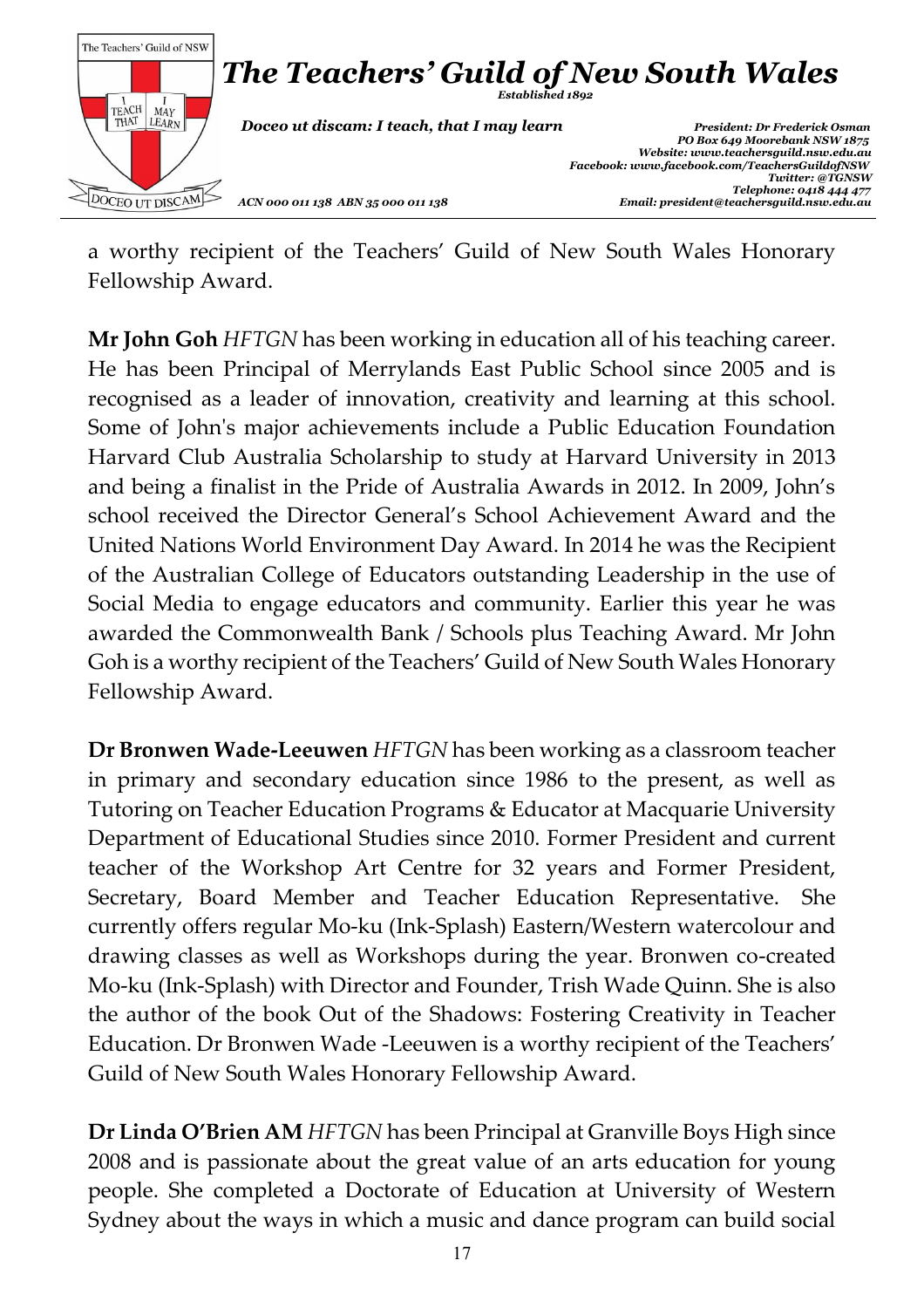a worthy recipient of the Teachers' Guild of New South Wales Honorary Fellowship Award.

**Mr John Goh** *HFTGN* has been working in education all of his teaching career. He has been Principal of Merrylands East Public School since 2005 and is recognised as a leader of innovation, creativity and learning at this school. Some of John's major achievements include a Public Education Foundation Harvard Club Australia Scholarship to study at Harvard University in 2013 and being a finalist in the Pride of Australia Awards in 2012. In 2009, John's school received the Director General's School Achievement Award and the United Nations World Environment Day Award. In 2014 he was the Recipient of the Australian College of Educators outstanding Leadership in the use of Social Media to engage educators and community. Earlier this year he was awarded the Commonwealth Bank / Schools plus Teaching Award. Mr John Goh is a worthy recipient of the Teachers' Guild of New South Wales Honorary Fellowship Award.

**Dr Bronwen Wade-Leeuwen** *HFTGN* has been working as a classroom teacher in primary and secondary education since 1986 to the present, as well as Tutoring on Teacher Education Programs & Educator at Macquarie University Department of Educational Studies since 2010. Former President and current teacher of the Workshop Art Centre for 32 years and Former President, Secretary, Board Member and Teacher Education Representative. She currently offers regular Mo-ku (Ink-Splash) Eastern/Western watercolour and drawing classes as well as Workshops during the year. Bronwen co-created Mo-ku (Ink-Splash) with Director and Founder, Trish Wade Quinn. She is also the author of the book Out of the Shadows: Fostering Creativity in Teacher Education. Dr Bronwen Wade -Leeuwen is a worthy recipient of the Teachers' Guild of New South Wales Honorary Fellowship Award.

**Dr Linda O'Brien AM** *HFTGN* has been Principal at Granville Boys High since 2008 and is passionate about the great value of an arts education for young people. She completed a Doctorate of Education at University of Western Sydney about the ways in which a music and dance program can build social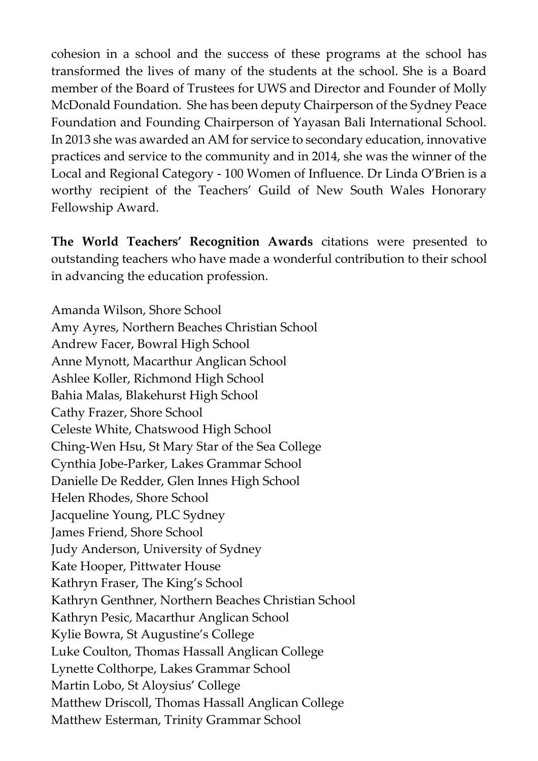cohesion in a school and the success of these programs at the school has transformed the lives of many of the students at the school. She is a Board member of the Board of Trustees for UWS and Director and Founder of Molly McDonald Foundation. She has been deputy Chairperson of the Sydney Peace Foundation and Founding Chairperson of Yayasan Bali International School. In 2013 she was awarded an AM for service to secondary education, innovative practices and service to the community and in 2014, she was the winner of the Local and Regional Category - 100 Women of Influence. Dr Linda O'Brien is a worthy recipient of the Teachers' Guild of New South Wales Honorary Fellowship Award.

**The World Teachers' Recognition Awards** citations were presented to outstanding teachers who have made a wonderful contribution to their school in advancing the education profession.

Amanda Wilson, Shore School
Amy Ayres, Northern Beaches Christian School
Andrew Facer, Bowral High School
Anne Mynott, Macarthur Anglican School
Ashlee Koller, Richmond High School
Bahia Malas, Blakehurst High School
Cathy Frazer, Shore School
Celeste White, Chatswood High School
Ching-Wen Hsu, St Mary Star of the Sea College
Cynthia Jobe-Parker, Lakes Grammar School
Danielle De Redder, Glen Innes High School
Helen Rhodes, Shore School
Jacqueline Young, PLC Sydney
James Friend, Shore School
Judy Anderson, University of Sydney
Kate Hooper, Pittwater House
Kathryn Fraser, The King's School
Kathryn Genthner, Northern Beaches Christian School
Kathryn Pesic, Macarthur Anglican School
Kylie Bowra, St Augustine's College
Luke Coulton, Thomas Hassall Anglican College
Lynette Colthorpe, Lakes Grammar School
Martin Lobo, St Aloysius' College
Matthew Driscoll, Thomas Hassall Anglican College
Matthew Esterman, Trinity Grammar School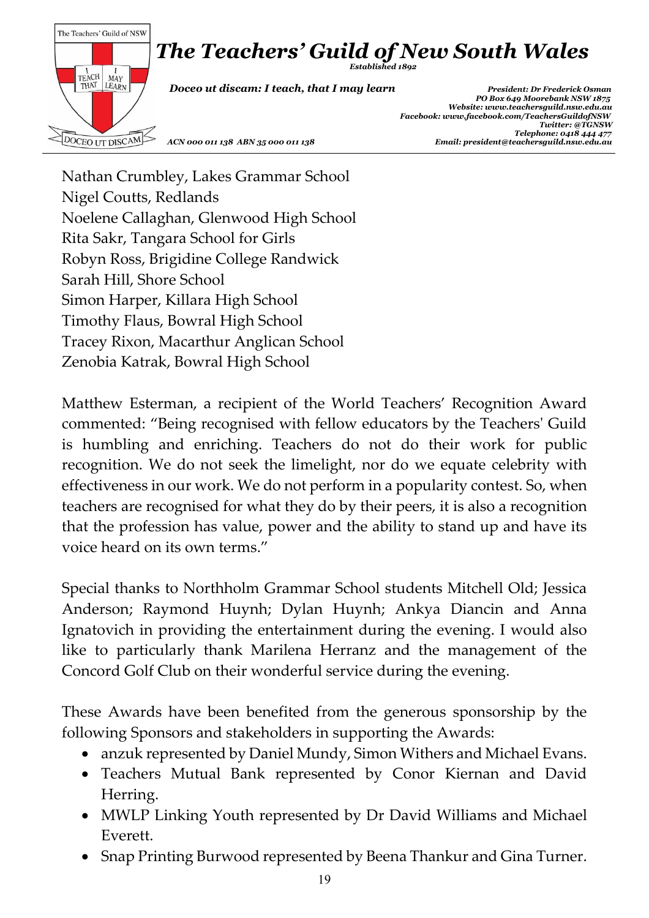Nathan Crumbley, Lakes Grammar School
Nigel Coutts, Redlands
Noelene Callaghan, Glenwood High School
Rita Sakr, Tangara School for Girls
Robyn Ross, Brigidine College Randwick
Sarah Hill, Shore School
Simon Harper, Killara High School
Timothy Flaus, Bowral High School
Tracey Rixon, Macarthur Anglican School
Zenobia Katrak, Bowral High School

Matthew Esterman, a recipient of the World Teachers' Recognition Award commented: "Being recognised with fellow educators by the Teachers' Guild is humbling and enriching. Teachers do not do their work for public recognition. We do not seek the limelight, nor do we equate celebrity with effectiveness in our work. We do not perform in a popularity contest. So, when teachers are recognised for what they do by their peers, it is also a recognition that the profession has value, power and the ability to stand up and have its voice heard on its own terms."

Special thanks to Northholm Grammar School students Mitchell Old; Jessica Anderson; Raymond Huynh; Dylan Huynh; Ankya Diancin and Anna Ignatovich in providing the entertainment during the evening. I would also like to particularly thank Marilena Herranz and the management of the Concord Golf Club on their wonderful service during the evening.

These Awards have been benefited from the generous sponsorship by the following Sponsors and stakeholders in supporting the Awards:

- anzuk represented by Daniel Mundy, Simon Withers and Michael Evans.
- Teachers Mutual Bank represented by Conor Kiernan and David Herring.
- MWLP Linking Youth represented by Dr David Williams and Michael Everett.
- Snap Printing Burwood represented by Beena Thankur and Gina Turner.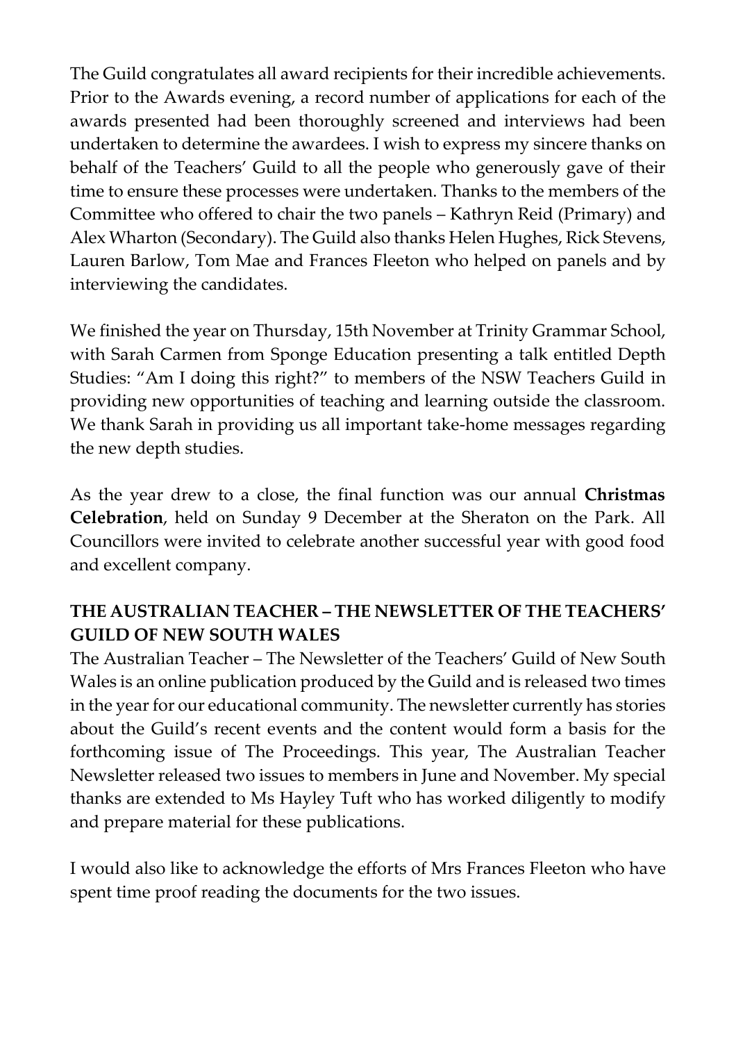The Guild congratulates all award recipients for their incredible achievements. Prior to the Awards evening, a record number of applications for each of the awards presented had been thoroughly screened and interviews had been undertaken to determine the awardees. I wish to express my sincere thanks on behalf of the Teachers' Guild to all the people who generously gave of their time to ensure these processes were undertaken. Thanks to the members of the Committee who offered to chair the two panels – Kathryn Reid (Primary) and Alex Wharton (Secondary). The Guild also thanks Helen Hughes, Rick Stevens, Lauren Barlow, Tom Mae and Frances Fleeton who helped on panels and by interviewing the candidates.

We finished the year on Thursday, 15th November at Trinity Grammar School, with Sarah Carmen from Sponge Education presenting a talk entitled Depth Studies: "Am I doing this right?" to members of the NSW Teachers Guild in providing new opportunities of teaching and learning outside the classroom. We thank Sarah in providing us all important take-home messages regarding the new depth studies.

As the year drew to a close, the final function was our annual **Christmas Celebration**, held on Sunday 9 December at the Sheraton on the Park. All Councillors were invited to celebrate another successful year with good food and excellent company.

**THE AUSTRALIAN TEACHER – THE NEWSLETTER OF THE TEACHERS' GUILD OF NEW SOUTH WALES**

The Australian Teacher – The Newsletter of the Teachers' Guild of New South Wales is an online publication produced by the Guild and is released two times in the year for our educational community. The newsletter currently has stories about the Guild's recent events and the content would form a basis for the forthcoming issue of The Proceedings. This year, The Australian Teacher Newsletter released two issues to members in June and November. My special thanks are extended to Ms Hayley Tuft who has worked diligently to modify and prepare material for these publications.

I would also like to acknowledge the efforts of Mrs Frances Fleeton who have spent time proof reading the documents for the two issues.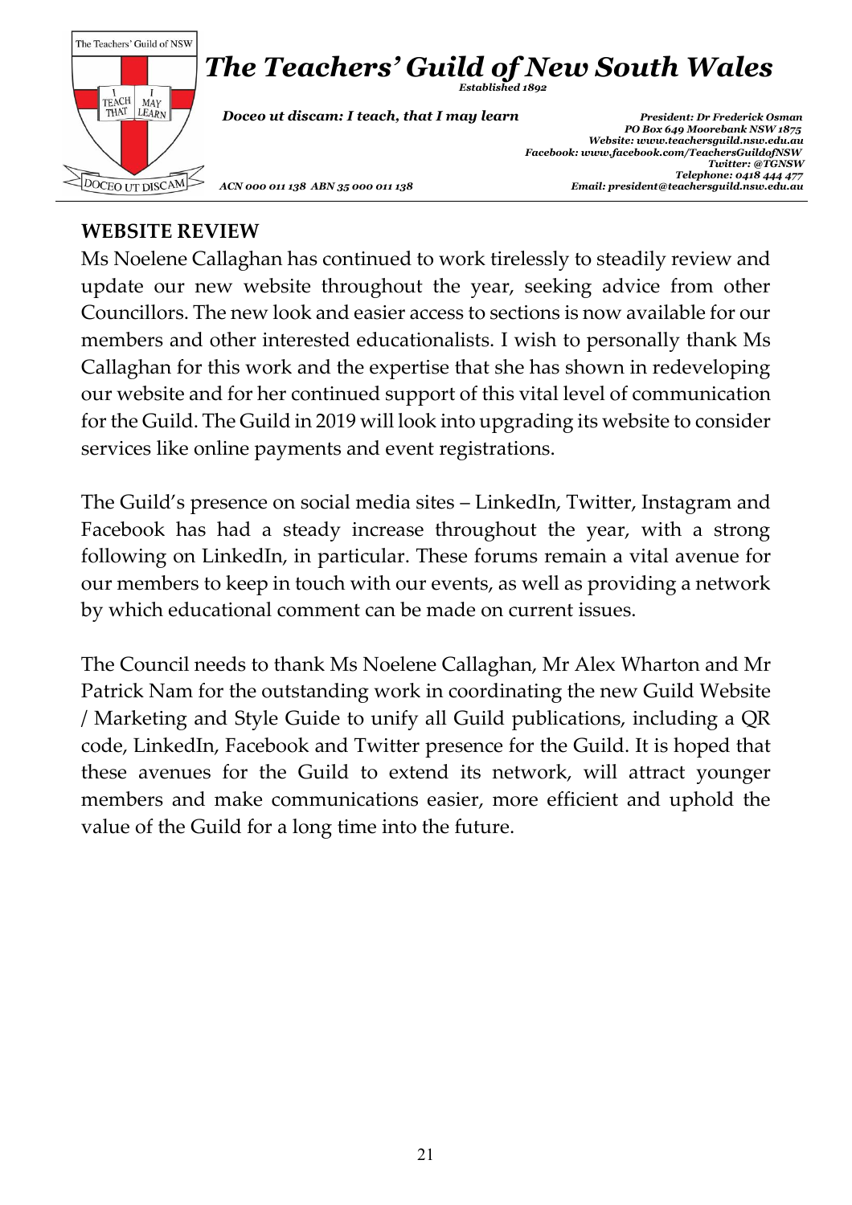## WEBSITE REVIEW

Ms Noelene Callaghan has continued to work tirelessly to steadily review and update our new website throughout the year, seeking advice from other Councillors. The new look and easier access to sections is now available for our members and other interested educationalists. I wish to personally thank Ms Callaghan for this work and the expertise that she has shown in redeveloping our website and for her continued support of this vital level of communication for the Guild. The Guild in 2019 will look into upgrading its website to consider services like online payments and event registrations.

The Guild's presence on social media sites – LinkedIn, Twitter, Instagram and Facebook has had a steady increase throughout the year, with a strong following on LinkedIn, in particular. These forums remain a vital avenue for our members to keep in touch with our events, as well as providing a network by which educational comment can be made on current issues.

The Council needs to thank Ms Noelene Callaghan, Mr Alex Wharton and Mr Patrick Nam for the outstanding work in coordinating the new Guild Website / Marketing and Style Guide to unify all Guild publications, including a QR code, LinkedIn, Facebook and Twitter presence for the Guild. It is hoped that these avenues for the Guild to extend its network, will attract younger members and make communications easier, more efficient and uphold the value of the Guild for a long time into the future.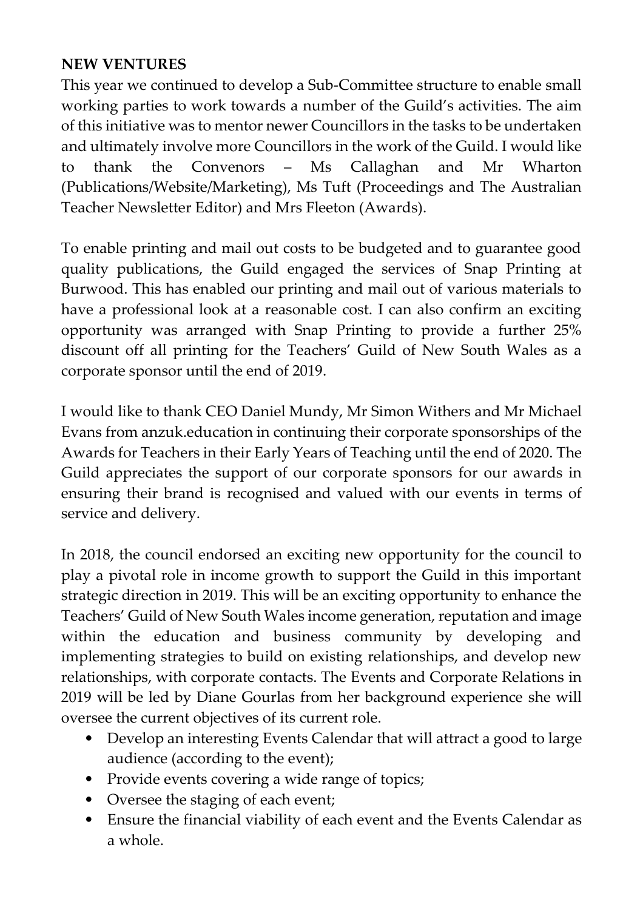**NEW VENTURES**

This year we continued to develop a Sub-Committee structure to enable small working parties to work towards a number of the Guild's activities. The aim of this initiative was to mentor newer Councillors in the tasks to be undertaken and ultimately involve more Councillors in the work of the Guild. I would like to thank the Convenors – Ms Callaghan and Mr Wharton (Publications/Website/Marketing), Ms Tuft (Proceedings and The Australian Teacher Newsletter Editor) and Mrs Fleeton (Awards).

To enable printing and mail out costs to be budgeted and to guarantee good quality publications, the Guild engaged the services of Snap Printing at Burwood. This has enabled our printing and mail out of various materials to have a professional look at a reasonable cost. I can also confirm an exciting opportunity was arranged with Snap Printing to provide a further 25% discount off all printing for the Teachers' Guild of New South Wales as a corporate sponsor until the end of 2019.

I would like to thank CEO Daniel Mundy, Mr Simon Withers and Mr Michael Evans from anzuk.education in continuing their corporate sponsorships of the Awards for Teachers in their Early Years of Teaching until the end of 2020. The Guild appreciates the support of our corporate sponsors for our awards in ensuring their brand is recognised and valued with our events in terms of service and delivery.

In 2018, the council endorsed an exciting new opportunity for the council to play a pivotal role in income growth to support the Guild in this important strategic direction in 2019. This will be an exciting opportunity to enhance the Teachers' Guild of New South Wales income generation, reputation and image within the education and business community by developing and implementing strategies to build on existing relationships, and develop new relationships, with corporate contacts. The Events and Corporate Relations in 2019 will be led by Diane Gourlas from her background experience she will oversee the current objectives of its current role.

- Develop an interesting Events Calendar that will attract a good to large audience (according to the event);
- Provide events covering a wide range of topics;
- Oversee the staging of each event;
- Ensure the financial viability of each event and the Events Calendar as a whole.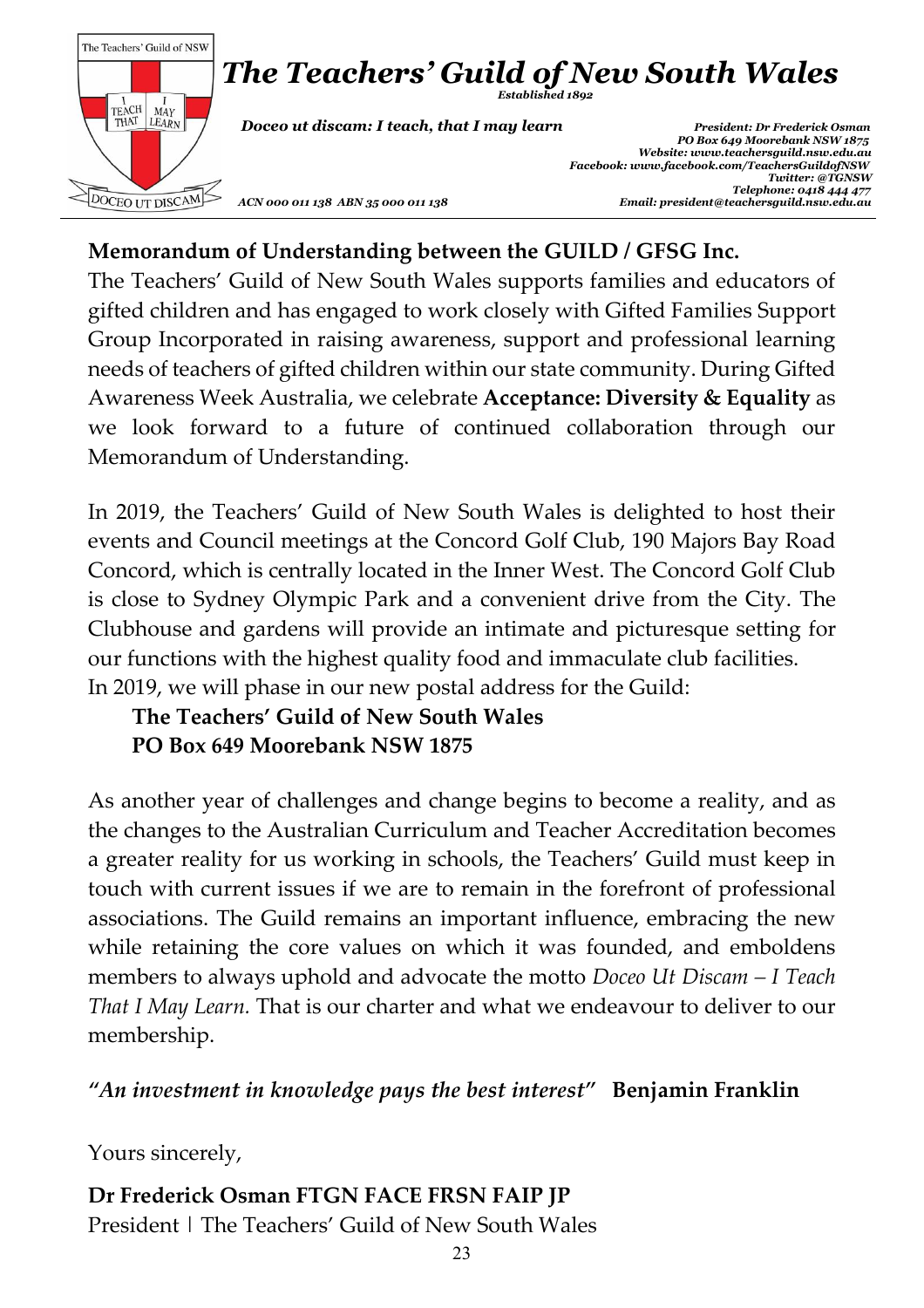# *The Teachers' Guild of New South Wales*

*Established 1892*

*Doceo ut discam: I teach, that I may learn*

*President: Dr Frederick Osman*
*PO Box 649 Moorebank NSW 1875*
*Website: www.teachersguild.nsw.edu.au*
*Facebook: www.facebook.com/TeachersGuildofNSW*
*Twitter: @TGNSW*
*Telephone: 0418 444 477*
*Email: president@teachersguild.nsw.edu.au*

*ACN 000 011 138 ABN 35 000 011 138*

**Memorandum of Understanding between the GUILD / GFSG Inc.**

The Teachers' Guild of New South Wales supports families and educators of gifted children and has engaged to work closely with Gifted Families Support Group Incorporated in raising awareness, support and professional learning needs of teachers of gifted children within our state community. During Gifted Awareness Week Australia, we celebrate **Acceptance: Diversity & Equality** as we look forward to a future of continued collaboration through our Memorandum of Understanding.

In 2019, the Teachers' Guild of New South Wales is delighted to host their events and Council meetings at the Concord Golf Club, 190 Majors Bay Road Concord, which is centrally located in the Inner West. The Concord Golf Club is close to Sydney Olympic Park and a convenient drive from the City. The Clubhouse and gardens will provide an intimate and picturesque setting for our functions with the highest quality food and immaculate club facilities.
In 2019, we will phase in our new postal address for the Guild:

**The Teachers' Guild of New South Wales**
**PO Box 649 Moorebank NSW 1875**

As another year of challenges and change begins to become a reality, and as the changes to the Australian Curriculum and Teacher Accreditation becomes a greater reality for us working in schools, the Teachers' Guild must keep in touch with current issues if we are to remain in the forefront of professional associations. The Guild remains an important influence, embracing the new while retaining the core values on which it was founded, and emboldens members to always uphold and advocate the motto *Doceo Ut Discam – I Teach That I May Learn.* That is our charter and what we endeavour to deliver to our membership.

**"***An investment in knowledge pays the best interest***"** **Benjamin Franklin**

Yours sincerely,

**Dr Frederick Osman FTGN FACE FRSN FAIP JP**
President | The Teachers' Guild of New South Wales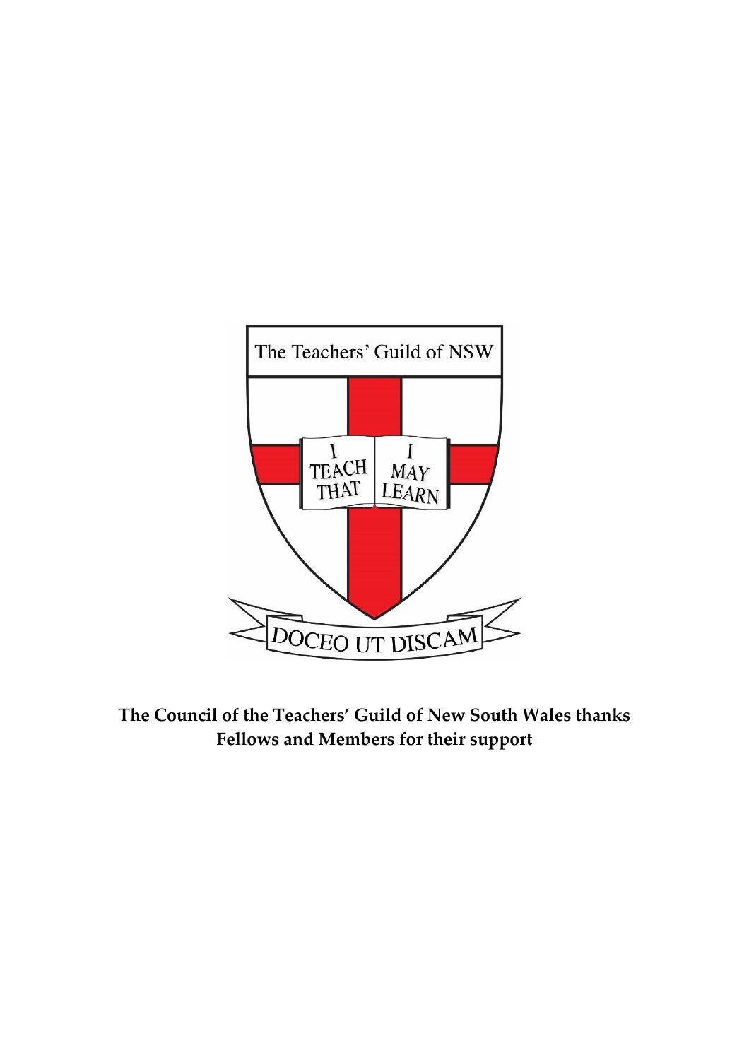The Teachers' Guild of NSW

I TEACH THAT I MAY LEARN

DOCEO UT DISCAM

**The Council of the Teachers' Guild of New South Wales thanks Fellows and Members for their support**